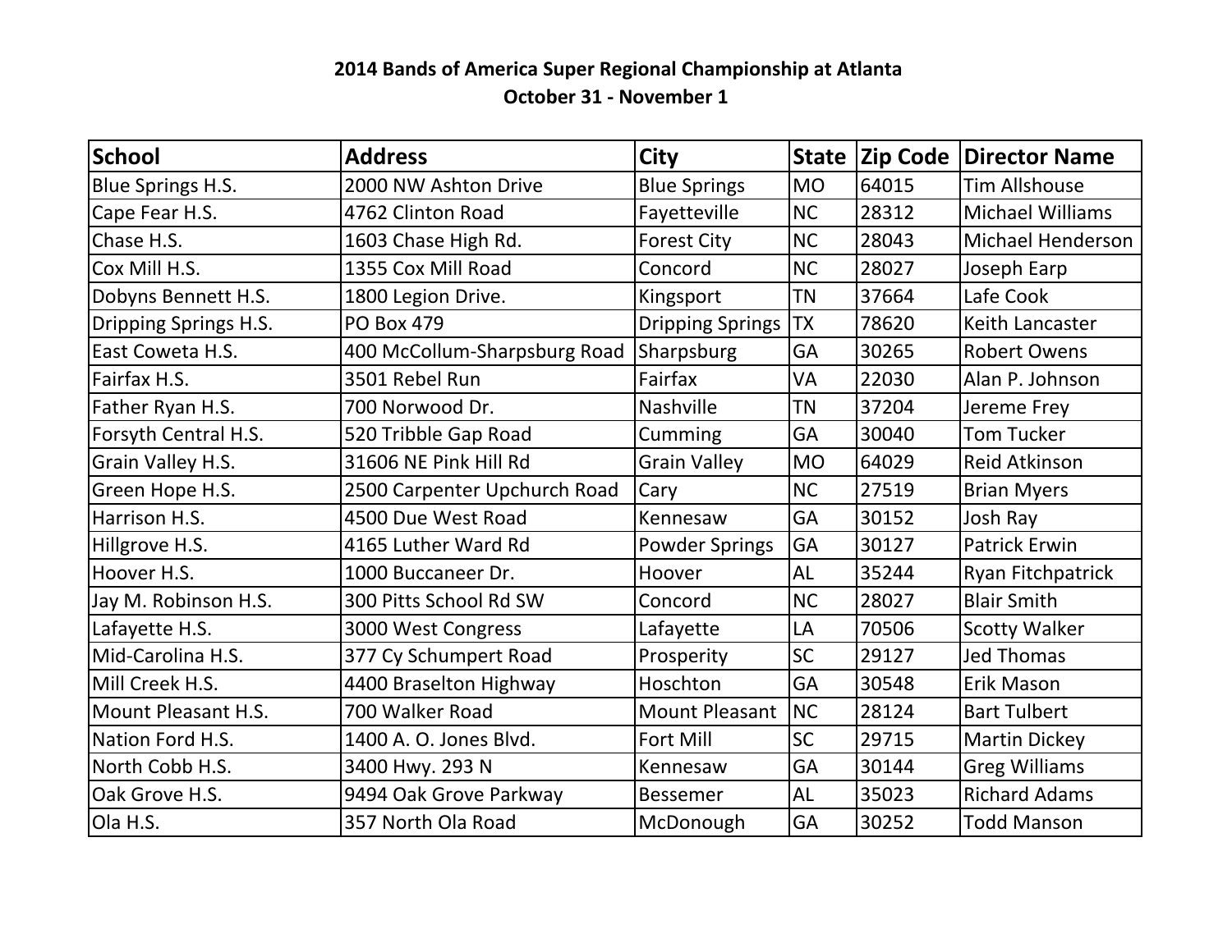**2014 Bands of America Super Regional Championship at Atlanta**

**October 31 - November 1**

| School | Address | City | State | Zip Code | Director Name |
|---|---|---|---|---|---|
| Blue Springs H.S. | 2000 NW Ashton Drive | Blue Springs | MO | 64015 | Tim Allshouse |
| Cape Fear H.S. | 4762 Clinton Road | Fayetteville | NC | 28312 | Michael Williams |
| Chase H.S. | 1603 Chase High Rd. | Forest City | NC | 28043 | Michael Henderson |
| Cox Mill H.S. | 1355 Cox Mill Road | Concord | NC | 28027 | Joseph Earp |
| Dobyns Bennett H.S. | 1800 Legion Drive. | Kingsport | TN | 37664 | Lafe Cook |
| Dripping Springs H.S. | PO Box 479 | Dripping Springs | TX | 78620 | Keith Lancaster |
| East Coweta H.S. | 400 McCollum-Sharpsburg Road | Sharpsburg | GA | 30265 | Robert Owens |
| Fairfax H.S. | 3501 Rebel Run | Fairfax | VA | 22030 | Alan P. Johnson |
| Father Ryan H.S. | 700 Norwood Dr. | Nashville | TN | 37204 | Jereme Frey |
| Forsyth Central H.S. | 520 Tribble Gap Road | Cumming | GA | 30040 | Tom Tucker |
| Grain Valley H.S. | 31606 NE Pink Hill Rd | Grain Valley | MO | 64029 | Reid Atkinson |
| Green Hope H.S. | 2500 Carpenter Upchurch Road | Cary | NC | 27519 | Brian Myers |
| Harrison H.S. | 4500 Due West Road | Kennesaw | GA | 30152 | Josh Ray |
| Hillgrove H.S. | 4165 Luther Ward Rd | Powder Springs | GA | 30127 | Patrick Erwin |
| Hoover H.S. | 1000 Buccaneer Dr. | Hoover | AL | 35244 | Ryan Fitchpatrick |
| Jay M. Robinson H.S. | 300 Pitts School Rd SW | Concord | NC | 28027 | Blair Smith |
| Lafayette H.S. | 3000 West Congress | Lafayette | LA | 70506 | Scotty Walker |
| Mid-Carolina H.S. | 377 Cy Schumpert Road | Prosperity | SC | 29127 | Jed Thomas |
| Mill Creek H.S. | 4400 Braselton Highway | Hoschton | GA | 30548 | Erik Mason |
| Mount Pleasant H.S. | 700 Walker Road | Mount Pleasant | NC | 28124 | Bart Tulbert |
| Nation Ford H.S. | 1400 A. O. Jones Blvd. | Fort Mill | SC | 29715 | Martin Dickey |
| North Cobb H.S. | 3400 Hwy. 293 N | Kennesaw | GA | 30144 | Greg Williams |
| Oak Grove H.S. | 9494 Oak Grove Parkway | Bessemer | AL | 35023 | Richard Adams |
| Ola H.S. | 357 North Ola Road | McDonough | GA | 30252 | Todd Manson |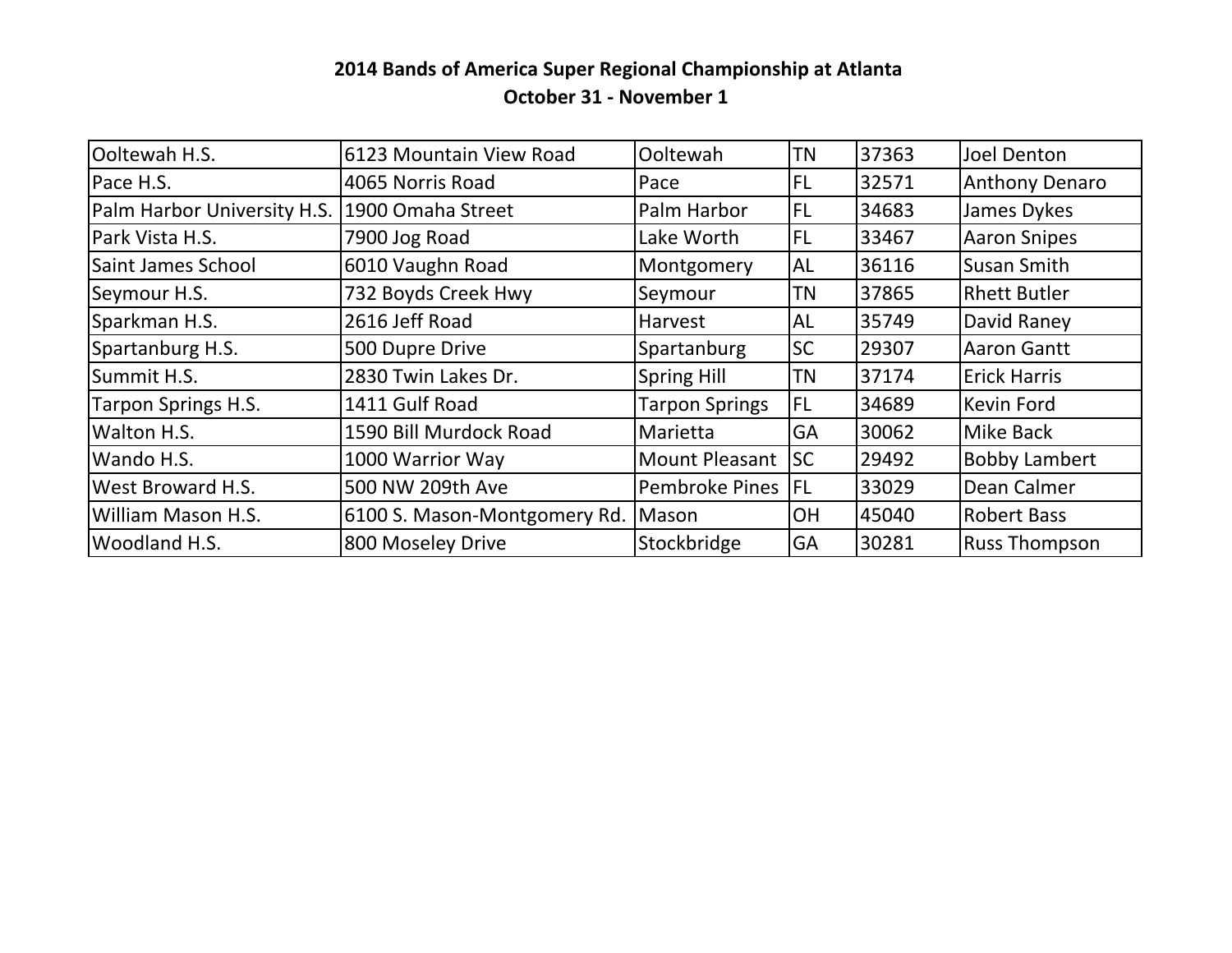**2014 Bands of America Super Regional Championship at Atlanta**
**October 31 - November 1**

| | | | | | |
|---|---|---|---|---|---|
| Ooltewah H.S. | 6123 Mountain View Road | Ooltewah | TN | 37363 | Joel Denton |
| Pace H.S. | 4065 Norris Road | Pace | FL | 32571 | Anthony Denaro |
| Palm Harbor University H.S. | 1900 Omaha Street | Palm Harbor | FL | 34683 | James Dykes |
| Park Vista H.S. | 7900 Jog Road | Lake Worth | FL | 33467 | Aaron Snipes |
| Saint James School | 6010 Vaughn Road | Montgomery | AL | 36116 | Susan Smith |
| Seymour H.S. | 732 Boyds Creek Hwy | Seymour | TN | 37865 | Rhett Butler |
| Sparkman H.S. | 2616 Jeff Road | Harvest | AL | 35749 | David Raney |
| Spartanburg H.S. | 500 Dupre Drive | Spartanburg | SC | 29307 | Aaron Gantt |
| Summit H.S. | 2830 Twin Lakes Dr. | Spring Hill | TN | 37174 | Erick Harris |
| Tarpon Springs H.S. | 1411 Gulf Road | Tarpon Springs | FL | 34689 | Kevin Ford |
| Walton H.S. | 1590 Bill Murdock Road | Marietta | GA | 30062 | Mike Back |
| Wando H.S. | 1000 Warrior Way | Mount Pleasant | SC | 29492 | Bobby Lambert |
| West Broward H.S. | 500 NW 209th Ave | Pembroke Pines | FL | 33029 | Dean Calmer |
| William Mason H.S. | 6100 S. Mason-Montgomery Rd. | Mason | OH | 45040 | Robert Bass |
| Woodland H.S. | 800 Moseley Drive | Stockbridge | GA | 30281 | Russ Thompson |